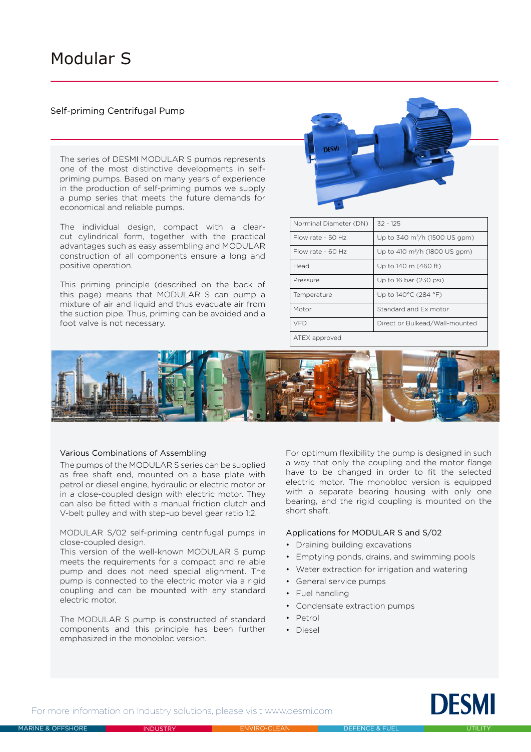# Modular S

## Self-priming Centrifugal Pump

The series of DESMI MODULAR S pumps represents one of the most distinctive developments in self-priming pumps. Based on many years of experience in the production of self-priming pumps we supply a pump series that meets the future demands for economical and reliable pumps.

The individual design, compact with a clear-cut cylindrical form, together with the practical advantages such as easy assembling and MODULAR construction of all components ensure a long and positive operation.

This priming principle (described on the back of this page) means that MODULAR S can pump a mixture of air and liquid and thus evacuate air from the suction pipe. Thus, priming can be avoided and a foot valve is not necessary.

| Norminal Diameter (DN) | 32 - 125 |
|---|---|
| Flow rate - 50 Hz | Up to 340 m³/h (1500 US gpm) |
| Flow rate - 60 Hz | Up to 410 m³/h (1800 US gpm) |
| Head | Up to 140 m (460 ft) |
| Pressure | Up to 16 bar (230 psi) |
| Temperature | Up to 140°C (284 °F) |
| Motor | Standard and Ex motor |
| VFD | Direct or Bulkead/Wall-mounted |
| ATEX approved | |

### Various Combinations of Assembling

The pumps of the MODULAR S series can be supplied as free shaft end, mounted on a base plate with petrol or diesel engine, hydraulic or electric motor or in a close-coupled design with electric motor. They can also be fitted with a manual friction clutch and V-belt pulley and with step-up bevel gear ratio 1:2.

MODULAR S/02 self-priming centrifugal pumps in close-coupled design.
This version of the well-known MODULAR S pump meets the requirements for a compact and reliable pump and does not need special alignment. The pump is connected to the electric motor via a rigid coupling and can be mounted with any standard electric motor.

The MODULAR S pump is constructed of standard components and this principle has been further emphasized in the monobloc version.

For optimum flexibility the pump is designed in such a way that only the coupling and the motor flange have to be changed in order to fit the selected electric motor. The monobloc version is equipped with a separate bearing housing with only one bearing, and the rigid coupling is mounted on the short shaft.

### Applications for MODULAR S and S/02

- Draining building excavations
- Emptying ponds, drains, and swimming pools
- Water extraction for irrigation and watering
- General service pumps
- Fuel handling
- Condensate extraction pumps
- Petrol
- Diesel

For more information on Industry solutions, please visit www.desmi.com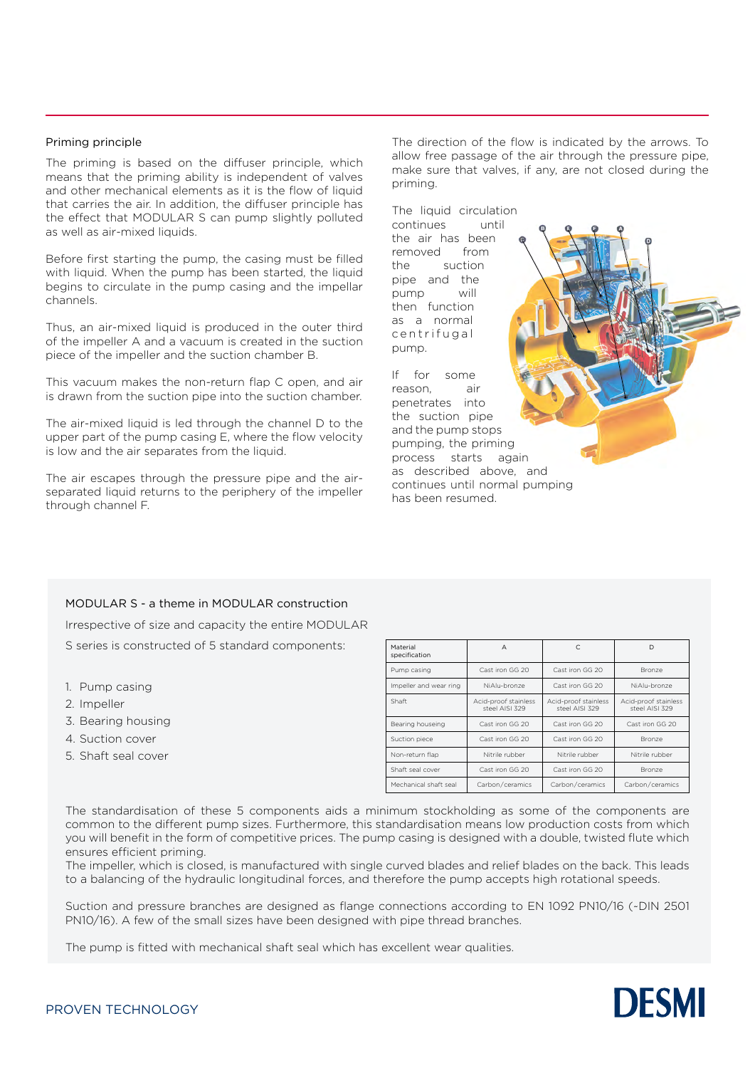## Priming principle

The priming is based on the diffuser principle, which means that the priming ability is independent of valves and other mechanical elements as it is the flow of liquid that carries the air. In addition, the diffuser principle has the effect that MODULAR S can pump slightly polluted as well as air-mixed liquids.

Before first starting the pump, the casing must be filled with liquid. When the pump has been started, the liquid begins to circulate in the pump casing and the impellar channels.

Thus, an air-mixed liquid is produced in the outer third of the impeller A and a vacuum is created in the suction piece of the impeller and the suction chamber B.

This vacuum makes the non-return flap C open, and air is drawn from the suction pipe into the suction chamber.

The air-mixed liquid is led through the channel D to the upper part of the pump casing E, where the flow velocity is low and the air separates from the liquid.

The air escapes through the pressure pipe and the air-separated liquid returns to the periphery of the impeller through channel F.

The direction of the flow is indicated by the arrows. To allow free passage of the air through the pressure pipe, make sure that valves, if any, are not closed during the priming.

The liquid circulation continues until the air has been removed from the suction pipe and the pump will then function as a normal centrifugal pump.

If for some reason, air penetrates into the suction pipe and the pump stops pumping, the priming process starts again as described above, and continues until normal pumping has been resumed.

## MODULAR S - a theme in MODULAR construction

Irrespective of size and capacity the entire MODULAR S series is constructed of 5 standard components:

1. Pump casing
2. Impeller
3. Bearing housing
4. Suction cover
5. Shaft seal cover

| Material specification | A | C | D |
|---|---|---|---|
| Pump casing | Cast iron GG 20 | Cast iron GG 20 | Bronze |
| Impeller and wear ring | NiAlu-bronze | Cast iron GG 20 | NiAlu-bronze |
| Shaft | Acid-proof stainless steel AISI 329 | Acid-proof stainless steel AISI 329 | Acid-proof stainless steel AISI 329 |
| Bearing houseing | Cast iron GG 20 | Cast iron GG 20 | Cast iron GG 20 |
| Suction piece | Cast iron GG 20 | Cast iron GG 20 | Bronze |
| Non-return flap | Nitrile rubber | Nitrile rubber | Nitrile rubber |
| Shaft seal cover | Cast iron GG 20 | Cast iron GG 20 | Bronze |
| Mechanical shaft seal | Carbon/ceramics | Carbon/ceramics | Carbon/ceramics |

The standardisation of these 5 components aids a minimum stockholding as some of the components are common to the different pump sizes. Furthermore, this standardisation means low production costs from which you will benefit in the form of competitive prices. The pump casing is designed with a double, twisted flute which ensures efficient priming.
The impeller, which is closed, is manufactured with single curved blades and relief blades on the back. This leads to a balancing of the hydraulic longitudinal forces, and therefore the pump accepts high rotational speeds.

Suction and pressure branches are designed as flange connections according to EN 1092 PN10/16 (~DIN 2501 PN10/16). A few of the small sizes have been designed with pipe thread branches.

The pump is fitted with mechanical shaft seal which has excellent wear qualities.

PROVEN TECHNOLOGY

DESMI